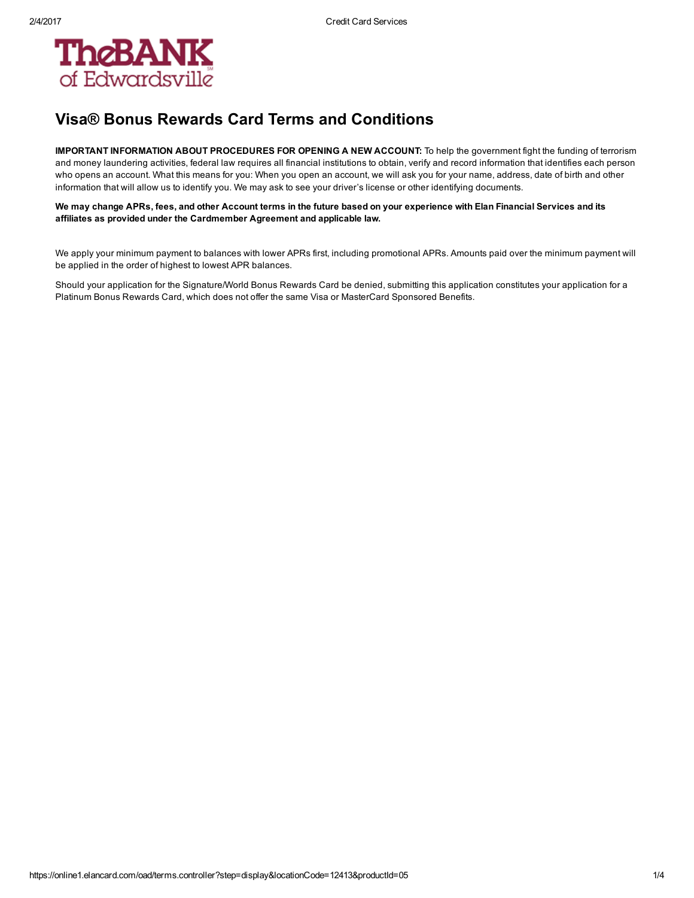TheBANK of Edwardsville

# Visa® Bonus Rewards Card Terms and Conditions

**IMPORTANT INFORMATION ABOUT PROCEDURES FOR OPENING A NEW ACCOUNT:** To help the government fight the funding of terrorism and money laundering activities, federal law requires all financial institutions to obtain, verify and record information that identifies each person who opens an account. What this means for you: When you open an account, we will ask you for your name, address, date of birth and other information that will allow us to identify you. We may ask to see your driver's license or other identifying documents.

**We may change APRs, fees, and other Account terms in the future based on your experience with Elan Financial Services and its affiliates as provided under the Cardmember Agreement and applicable law.**

We apply your minimum payment to balances with lower APRs first, including promotional APRs. Amounts paid over the minimum payment will be applied in the order of highest to lowest APR balances.

Should your application for the Signature/World Bonus Rewards Card be denied, submitting this application constitutes your application for a Platinum Bonus Rewards Card, which does not offer the same Visa or MasterCard Sponsored Benefits.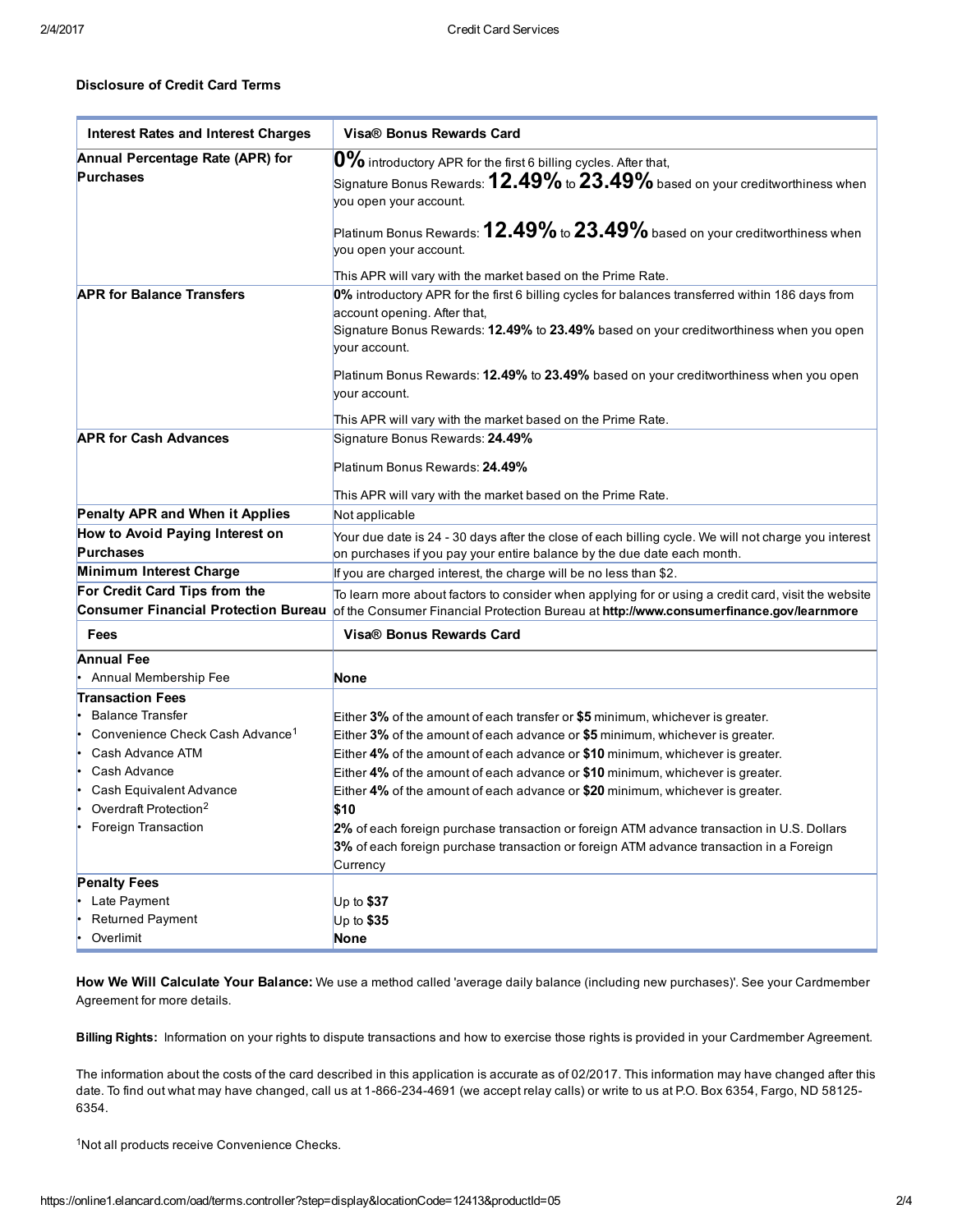### Disclosure of Credit Card Terms

| Interest Rates and Interest Charges | Visa® Bonus Rewards Card |
|---|---|
| **Annual Percentage Rate (APR) for Purchases** | **0%** introductory APR for the first 6 billing cycles. After that,<br>Signature Bonus Rewards: **12.49%** to **23.49%** based on your creditworthiness when you open your account.<br>Platinum Bonus Rewards: **12.49%** to **23.49%** based on your creditworthiness when you open your account.<br>This APR will vary with the market based on the Prime Rate. |
| **APR for Balance Transfers** | **0%** introductory APR for the first 6 billing cycles for balances transferred within 186 days from account opening. After that,<br>Signature Bonus Rewards: **12.49%** to **23.49%** based on your creditworthiness when you open your account.<br>Platinum Bonus Rewards: **12.49%** to **23.49%** based on your creditworthiness when you open your account.<br>This APR will vary with the market based on the Prime Rate. |
| **APR for Cash Advances** | Signature Bonus Rewards: **24.49%**<br>Platinum Bonus Rewards: **24.49%**<br>This APR will vary with the market based on the Prime Rate. |
| **Penalty APR and When it Applies** | Not applicable |
| **How to Avoid Paying Interest on Purchases** | Your due date is 24 - 30 days after the close of each billing cycle. We will not charge you interest on purchases if you pay your entire balance by the due date each month. |
| **Minimum Interest Charge** | If you are charged interest, the charge will be no less than $2. |
| **For Credit Card Tips from the Consumer Financial Protection Bureau** | To learn more about factors to consider when applying for or using a credit card, visit the website of the Consumer Financial Protection Bureau at **http://www.consumerfinance.gov/learnmore** |
| **Fees** | **Visa® Bonus Rewards Card** |
| **Annual Fee**<br>• Annual Membership Fee | **None** |
| **Transaction Fees**<br>• Balance Transfer<br>• Convenience Check Cash Advance[1]<br>• Cash Advance ATM<br>• Cash Advance<br>• Cash Equivalent Advance<br>• Overdraft Protection[2]<br>• Foreign Transaction | Either **3%** of the amount of each transfer or **$5** minimum, whichever is greater.<br>Either **3%** of the amount of each advance or **$5** minimum, whichever is greater.<br>Either **4%** of the amount of each advance or **$10** minimum, whichever is greater.<br>Either **4%** of the amount of each advance or **$10** minimum, whichever is greater.<br>Either **4%** of the amount of each advance or **$20** minimum, whichever is greater.<br>**$10**<br>**2%** of each foreign purchase transaction or foreign ATM advance transaction in U.S. Dollars<br>**3%** of each foreign purchase transaction or foreign ATM advance transaction in a Foreign Currency |
| **Penalty Fees**<br>• Late Payment<br>• Returned Payment<br>• Overlimit | Up to **$37**<br>Up to **$35**<br>**None** |

**How We Will Calculate Your Balance:** We use a method called 'average daily balance (including new purchases)'. See your Cardmember Agreement for more details.

**Billing Rights:** Information on your rights to dispute transactions and how to exercise those rights is provided in your Cardmember Agreement.

The information about the costs of the card described in this application is accurate as of 02/2017. This information may have changed after this date. To find out what may have changed, call us at 1-866-234-4691 (we accept relay calls) or write to us at P.O. Box 6354, Fargo, ND 58125-6354.

[1]Not all products receive Convenience Checks.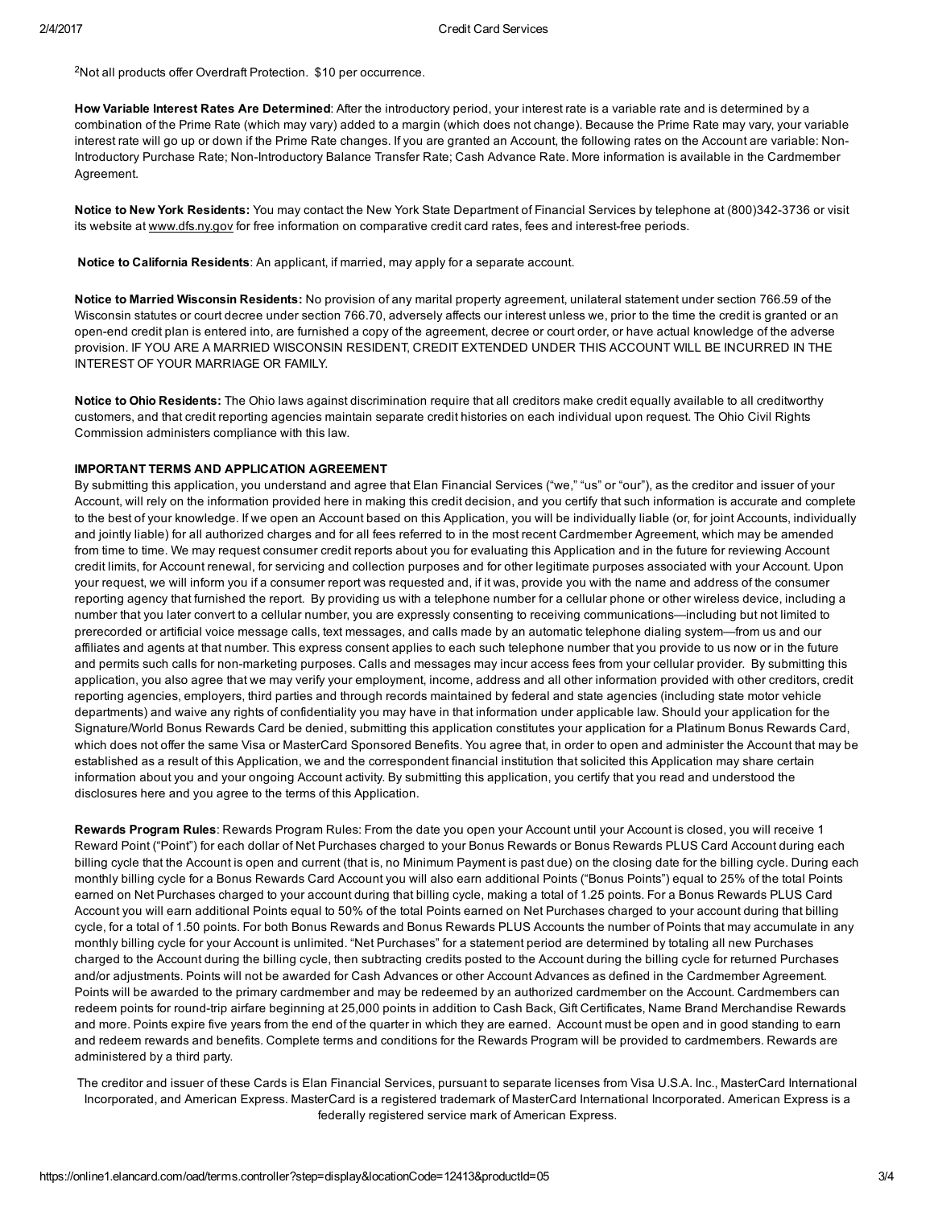[2]Not all products offer Overdraft Protection. $10 per occurrence.

**How Variable Interest Rates Are Determined**: After the introductory period, your interest rate is a variable rate and is determined by a combination of the Prime Rate (which may vary) added to a margin (which does not change). Because the Prime Rate may vary, your variable interest rate will go up or down if the Prime Rate changes. If you are granted an Account, the following rates on the Account are variable: Non-Introductory Purchase Rate; Non-Introductory Balance Transfer Rate; Cash Advance Rate. More information is available in the Cardmember Agreement.

**Notice to New York Residents:** You may contact the New York State Department of Financial Services by telephone at (800)342-3736 or visit its website at www.dfs.ny.gov for free information on comparative credit card rates, fees and interest-free periods.

**Notice to California Residents**: An applicant, if married, may apply for a separate account.

**Notice to Married Wisconsin Residents:** No provision of any marital property agreement, unilateral statement under section 766.59 of the Wisconsin statutes or court decree under section 766.70, adversely affects our interest unless we, prior to the time the credit is granted or an open-end credit plan is entered into, are furnished a copy of the agreement, decree or court order, or have actual knowledge of the adverse provision. IF YOU ARE A MARRIED WISCONSIN RESIDENT, CREDIT EXTENDED UNDER THIS ACCOUNT WILL BE INCURRED IN THE INTEREST OF YOUR MARRIAGE OR FAMILY.

**Notice to Ohio Residents:** The Ohio laws against discrimination require that all creditors make credit equally available to all creditworthy customers, and that credit reporting agencies maintain separate credit histories on each individual upon request. The Ohio Civil Rights Commission administers compliance with this law.

**IMPORTANT TERMS AND APPLICATION AGREEMENT**

By submitting this application, you understand and agree that Elan Financial Services ("we," "us" or "our"), as the creditor and issuer of your Account, will rely on the information provided here in making this credit decision, and you certify that such information is accurate and complete to the best of your knowledge. If we open an Account based on this Application, you will be individually liable (or, for joint Accounts, individually and jointly liable) for all authorized charges and for all fees referred to in the most recent Cardmember Agreement, which may be amended from time to time. We may request consumer credit reports about you for evaluating this Application and in the future for reviewing Account credit limits, for Account renewal, for servicing and collection purposes and for other legitimate purposes associated with your Account. Upon your request, we will inform you if a consumer report was requested and, if it was, provide you with the name and address of the consumer reporting agency that furnished the report. By providing us with a telephone number for a cellular phone or other wireless device, including a number that you later convert to a cellular number, you are expressly consenting to receiving communications—including but not limited to prerecorded or artificial voice message calls, text messages, and calls made by an automatic telephone dialing system—from us and our affiliates and agents at that number. This express consent applies to each such telephone number that you provide to us now or in the future and permits such calls for non-marketing purposes. Calls and messages may incur access fees from your cellular provider. By submitting this application, you also agree that we may verify your employment, income, address and all other information provided with other creditors, credit reporting agencies, employers, third parties and through records maintained by federal and state agencies (including state motor vehicle departments) and waive any rights of confidentiality you may have in that information under applicable law. Should your application for the Signature/World Bonus Rewards Card be denied, submitting this application constitutes your application for a Platinum Bonus Rewards Card, which does not offer the same Visa or MasterCard Sponsored Benefits. You agree that, in order to open and administer the Account that may be established as a result of this Application, we and the correspondent financial institution that solicited this Application may share certain information about you and your ongoing Account activity. By submitting this application, you certify that you read and understood the disclosures here and you agree to the terms of this Application.

**Rewards Program Rules**: Rewards Program Rules: From the date you open your Account until your Account is closed, you will receive 1 Reward Point ("Point") for each dollar of Net Purchases charged to your Bonus Rewards or Bonus Rewards PLUS Card Account during each billing cycle that the Account is open and current (that is, no Minimum Payment is past due) on the closing date for the billing cycle. During each monthly billing cycle for a Bonus Rewards Card Account you will also earn additional Points ("Bonus Points") equal to 25% of the total Points earned on Net Purchases charged to your account during that billing cycle, making a total of 1.25 points. For a Bonus Rewards PLUS Card Account you will earn additional Points equal to 50% of the total Points earned on Net Purchases charged to your account during that billing cycle, for a total of 1.50 points. For both Bonus Rewards and Bonus Rewards PLUS Accounts the number of Points that may accumulate in any monthly billing cycle for your Account is unlimited. "Net Purchases" for a statement period are determined by totaling all new Purchases charged to the Account during the billing cycle, then subtracting credits posted to the Account during the billing cycle for returned Purchases and/or adjustments. Points will not be awarded for Cash Advances or other Account Advances as defined in the Cardmember Agreement. Points will be awarded to the primary cardmember and may be redeemed by an authorized cardmember on the Account. Cardmembers can redeem points for round-trip airfare beginning at 25,000 points in addition to Cash Back, Gift Certificates, Name Brand Merchandise Rewards and more. Points expire five years from the end of the quarter in which they are earned. Account must be open and in good standing to earn and redeem rewards and benefits. Complete terms and conditions for the Rewards Program will be provided to cardmembers. Rewards are administered by a third party.

The creditor and issuer of these Cards is Elan Financial Services, pursuant to separate licenses from Visa U.S.A. Inc., MasterCard International Incorporated, and American Express. MasterCard is a registered trademark of MasterCard International Incorporated. American Express is a federally registered service mark of American Express.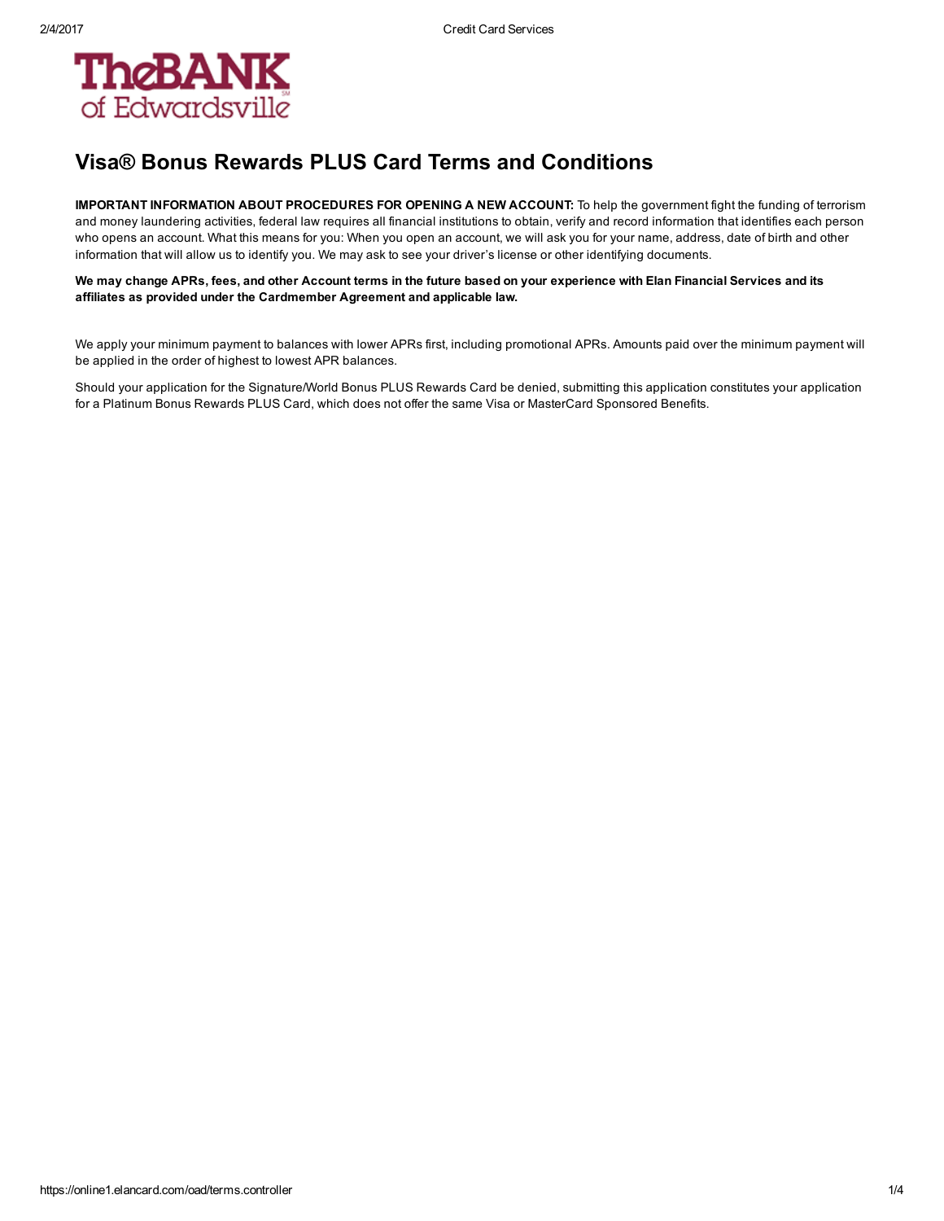# Visa® Bonus Rewards PLUS Card Terms and Conditions

**IMPORTANT INFORMATION ABOUT PROCEDURES FOR OPENING A NEW ACCOUNT:** To help the government fight the funding of terrorism and money laundering activities, federal law requires all financial institutions to obtain, verify and record information that identifies each person who opens an account. What this means for you: When you open an account, we will ask you for your name, address, date of birth and other information that will allow us to identify you. We may ask to see your driver's license or other identifying documents.

**We may change APRs, fees, and other Account terms in the future based on your experience with Elan Financial Services and its affiliates as provided under the Cardmember Agreement and applicable law.**

We apply your minimum payment to balances with lower APRs first, including promotional APRs. Amounts paid over the minimum payment will be applied in the order of highest to lowest APR balances.

Should your application for the Signature/World Bonus PLUS Rewards Card be denied, submitting this application constitutes your application for a Platinum Bonus Rewards PLUS Card, which does not offer the same Visa or MasterCard Sponsored Benefits.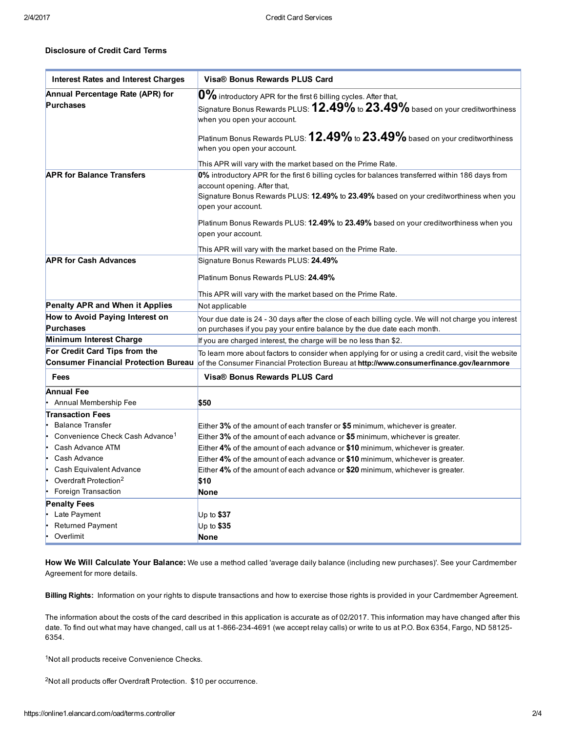**Disclosure of Credit Card Terms**

| Interest Rates and Interest Charges | Visa® Bonus Rewards PLUS Card |
|---|---|
| **Annual Percentage Rate (APR) for Purchases** | **0%** introductory APR for the first 6 billing cycles. After that,<br>Signature Bonus Rewards PLUS: **12.49%** to **23.49%** based on your creditworthiness when you open your account.<br><br>Platinum Bonus Rewards PLUS: **12.49%** to **23.49%** based on your creditworthiness when you open your account.<br><br>This APR will vary with the market based on the Prime Rate. |
| **APR for Balance Transfers** | **0%** introductory APR for the first 6 billing cycles for balances transferred within 186 days from account opening. After that,<br>Signature Bonus Rewards PLUS: **12.49%** to **23.49%** based on your creditworthiness when you open your account.<br><br>Platinum Bonus Rewards PLUS: **12.49%** to **23.49%** based on your creditworthiness when you open your account.<br><br>This APR will vary with the market based on the Prime Rate. |
| **APR for Cash Advances** | Signature Bonus Rewards PLUS: **24.49%**<br><br>Platinum Bonus Rewards PLUS: **24.49%**<br><br>This APR will vary with the market based on the Prime Rate. |
| **Penalty APR and When it Applies** | Not applicable |
| **How to Avoid Paying Interest on Purchases** | Your due date is 24 - 30 days after the close of each billing cycle. We will not charge you interest on purchases if you pay your entire balance by the due date each month. |
| **Minimum Interest Charge** | If you are charged interest, the charge will be no less than $2. |
| **For Credit Card Tips from the Consumer Financial Protection Bureau** | To learn more about factors to consider when applying for or using a credit card, visit the website of the Consumer Financial Protection Bureau at **http://www.consumerfinance.gov/learnmore** |
| **Fees** | **Visa® Bonus Rewards PLUS Card** |
| **Annual Fee**<br>• Annual Membership Fee | <br>**$50** |
| **Transaction Fees**<br>• Balance Transfer<br>• Convenience Check Cash Advance[1]<br>• Cash Advance ATM<br>• Cash Advance<br>• Cash Equivalent Advance<br>• Overdraft Protection[2]<br>• Foreign Transaction | <br>Either **3%** of the amount of each transfer or **$5** minimum, whichever is greater.<br>Either **3%** of the amount of each advance or **$5** minimum, whichever is greater.<br>Either **4%** of the amount of each advance or **$10** minimum, whichever is greater.<br>Either **4%** of the amount of each advance or **$10** minimum, whichever is greater.<br>Either **4%** of the amount of each advance or **$20** minimum, whichever is greater.<br>**$10**<br>**None** |
| **Penalty Fees**<br>• Late Payment<br>• Returned Payment<br>• Overlimit | <br>Up to **$37**<br>Up to **$35**<br>**None** |

**How We Will Calculate Your Balance:** We use a method called 'average daily balance (including new purchases)'. See your Cardmember Agreement for more details.

**Billing Rights:** Information on your rights to dispute transactions and how to exercise those rights is provided in your Cardmember Agreement.

The information about the costs of the card described in this application is accurate as of 02/2017. This information may have changed after this date. To find out what may have changed, call us at 1-866-234-4691 (we accept relay calls) or write to us at P.O. Box 6354, Fargo, ND 58125-6354.

[1]Not all products receive Convenience Checks.

[2]Not all products offer Overdraft Protection. $10 per occurrence.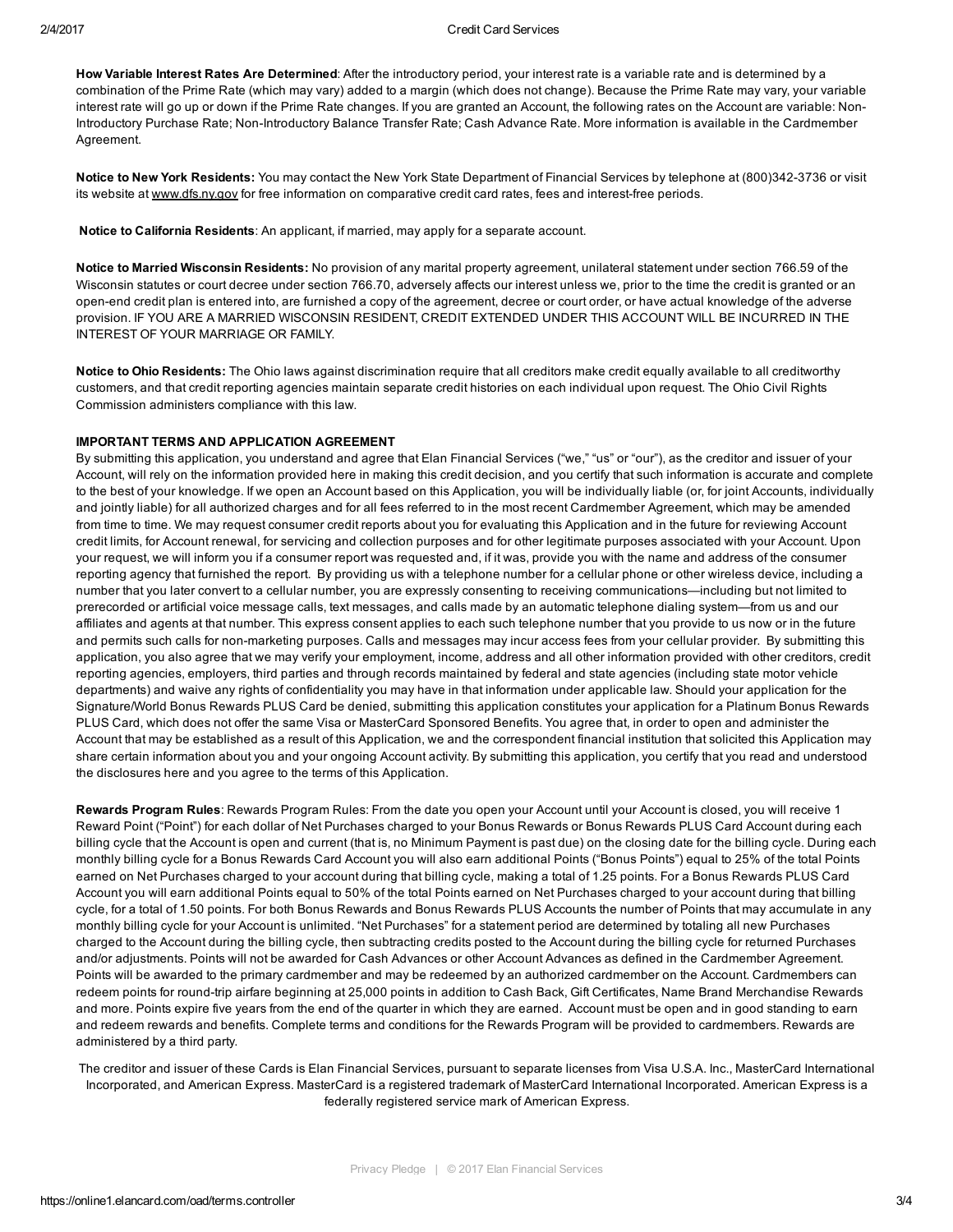**How Variable Interest Rates Are Determined**: After the introductory period, your interest rate is a variable rate and is determined by a combination of the Prime Rate (which may vary) added to a margin (which does not change). Because the Prime Rate may vary, your variable interest rate will go up or down if the Prime Rate changes. If you are granted an Account, the following rates on the Account are variable: Non-Introductory Purchase Rate; Non-Introductory Balance Transfer Rate; Cash Advance Rate. More information is available in the Cardmember Agreement.

**Notice to New York Residents:** You may contact the New York State Department of Financial Services by telephone at (800)342-3736 or visit its website at www.dfs.ny.gov for free information on comparative credit card rates, fees and interest-free periods.

**Notice to California Residents**: An applicant, if married, may apply for a separate account.

**Notice to Married Wisconsin Residents:** No provision of any marital property agreement, unilateral statement under section 766.59 of the Wisconsin statutes or court decree under section 766.70, adversely affects our interest unless we, prior to the time the credit is granted or an open-end credit plan is entered into, are furnished a copy of the agreement, decree or court order, or have actual knowledge of the adverse provision. IF YOU ARE A MARRIED WISCONSIN RESIDENT, CREDIT EXTENDED UNDER THIS ACCOUNT WILL BE INCURRED IN THE INTEREST OF YOUR MARRIAGE OR FAMILY.

**Notice to Ohio Residents:** The Ohio laws against discrimination require that all creditors make credit equally available to all creditworthy customers, and that credit reporting agencies maintain separate credit histories on each individual upon request. The Ohio Civil Rights Commission administers compliance with this law.

**IMPORTANT TERMS AND APPLICATION AGREEMENT**

By submitting this application, you understand and agree that Elan Financial Services ("we," "us" or "our"), as the creditor and issuer of your Account, will rely on the information provided here in making this credit decision, and you certify that such information is accurate and complete to the best of your knowledge. If we open an Account based on this Application, you will be individually liable (or, for joint Accounts, individually and jointly liable) for all authorized charges and for all fees referred to in the most recent Cardmember Agreement, which may be amended from time to time. We may request consumer credit reports about you for evaluating this Application and in the future for reviewing Account credit limits, for Account renewal, for servicing and collection purposes and for other legitimate purposes associated with your Account. Upon your request, we will inform you if a consumer report was requested and, if it was, provide you with the name and address of the consumer reporting agency that furnished the report. By providing us with a telephone number for a cellular phone or other wireless device, including a number that you later convert to a cellular number, you are expressly consenting to receiving communications—including but not limited to prerecorded or artificial voice message calls, text messages, and calls made by an automatic telephone dialing system—from us and our affiliates and agents at that number. This express consent applies to each such telephone number that you provide to us now or in the future and permits such calls for non-marketing purposes. Calls and messages may incur access fees from your cellular provider. By submitting this application, you also agree that we may verify your employment, income, address and all other information provided with other creditors, credit reporting agencies, employers, third parties and through records maintained by federal and state agencies (including state motor vehicle departments) and waive any rights of confidentiality you may have in that information under applicable law. Should your application for the Signature/World Bonus Rewards PLUS Card be denied, submitting this application constitutes your application for a Platinum Bonus Rewards PLUS Card, which does not offer the same Visa or MasterCard Sponsored Benefits. You agree that, in order to open and administer the Account that may be established as a result of this Application, we and the correspondent financial institution that solicited this Application may share certain information about you and your ongoing Account activity. By submitting this application, you certify that you read and understood the disclosures here and you agree to the terms of this Application.

**Rewards Program Rules**: Rewards Program Rules: From the date you open your Account until your Account is closed, you will receive 1 Reward Point ("Point") for each dollar of Net Purchases charged to your Bonus Rewards or Bonus Rewards PLUS Card Account during each billing cycle that the Account is open and current (that is, no Minimum Payment is past due) on the closing date for the billing cycle. During each monthly billing cycle for a Bonus Rewards Card Account you will also earn additional Points ("Bonus Points") equal to 25% of the total Points earned on Net Purchases charged to your account during that billing cycle, making a total of 1.25 points. For a Bonus Rewards PLUS Card Account you will earn additional Points equal to 50% of the total Points earned on Net Purchases charged to your account during that billing cycle, for a total of 1.50 points. For both Bonus Rewards and Bonus Rewards PLUS Accounts the number of Points that may accumulate in any monthly billing cycle for your Account is unlimited. "Net Purchases" for a statement period are determined by totaling all new Purchases charged to the Account during the billing cycle, then subtracting credits posted to the Account during the billing cycle for returned Purchases and/or adjustments. Points will not be awarded for Cash Advances or other Account Advances as defined in the Cardmember Agreement. Points will be awarded to the primary cardmember and may be redeemed by an authorized cardmember on the Account. Cardmembers can redeem points for round-trip airfare beginning at 25,000 points in addition to Cash Back, Gift Certificates, Name Brand Merchandise Rewards and more. Points expire five years from the end of the quarter in which they are earned. Account must be open and in good standing to earn and redeem rewards and benefits. Complete terms and conditions for the Rewards Program will be provided to cardmembers. Rewards are administered by a third party.

The creditor and issuer of these Cards is Elan Financial Services, pursuant to separate licenses from Visa U.S.A. Inc., MasterCard International Incorporated, and American Express. MasterCard is a registered trademark of MasterCard International Incorporated. American Express is a federally registered service mark of American Express.

Privacy Pledge | © 2017 Elan Financial Services